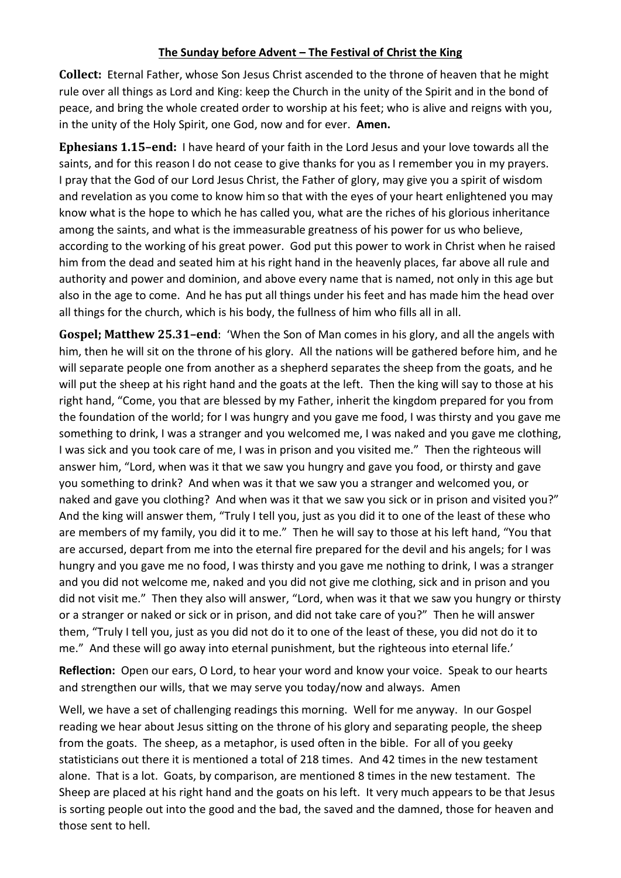**The Sunday before Advent – The Festival of Christ the King**

**Collect:** Eternal Father, whose Son Jesus Christ ascended to the throne of heaven that he might rule over all things as Lord and King: keep the Church in the unity of the Spirit and in the bond of peace, and bring the whole created order to worship at his feet; who is alive and reigns with you, in the unity of the Holy Spirit, one God, now and for ever. **Amen.**

**Ephesians 1.15–end:** I have heard of your faith in the Lord Jesus and your love towards all the saints, and for this reason I do not cease to give thanks for you as I remember you in my prayers. I pray that the God of our Lord Jesus Christ, the Father of glory, may give you a spirit of wisdom and revelation as you come to know him so that with the eyes of your heart enlightened you may know what is the hope to which he has called you, what are the riches of his glorious inheritance among the saints, and what is the immeasurable greatness of his power for us who believe, according to the working of his great power. God put this power to work in Christ when he raised him from the dead and seated him at his right hand in the heavenly places, far above all rule and authority and power and dominion, and above every name that is named, not only in this age but also in the age to come. And he has put all things under his feet and has made him the head over all things for the church, which is his body, the fullness of him who fills all in all.

**Gospel; Matthew 25.31–end**: 'When the Son of Man comes in his glory, and all the angels with him, then he will sit on the throne of his glory. All the nations will be gathered before him, and he will separate people one from another as a shepherd separates the sheep from the goats, and he will put the sheep at his right hand and the goats at the left. Then the king will say to those at his right hand, "Come, you that are blessed by my Father, inherit the kingdom prepared for you from the foundation of the world; for I was hungry and you gave me food, I was thirsty and you gave me something to drink, I was a stranger and you welcomed me, I was naked and you gave me clothing, I was sick and you took care of me, I was in prison and you visited me." Then the righteous will answer him, "Lord, when was it that we saw you hungry and gave you food, or thirsty and gave you something to drink? And when was it that we saw you a stranger and welcomed you, or naked and gave you clothing? And when was it that we saw you sick or in prison and visited you?" And the king will answer them, "Truly I tell you, just as you did it to one of the least of these who are members of my family, you did it to me." Then he will say to those at his left hand, "You that are accursed, depart from me into the eternal fire prepared for the devil and his angels; for I was hungry and you gave me no food, I was thirsty and you gave me nothing to drink, I was a stranger and you did not welcome me, naked and you did not give me clothing, sick and in prison and you did not visit me." Then they also will answer, "Lord, when was it that we saw you hungry or thirsty or a stranger or naked or sick or in prison, and did not take care of you?" Then he will answer them, "Truly I tell you, just as you did not do it to one of the least of these, you did not do it to me." And these will go away into eternal punishment, but the righteous into eternal life.'

**Reflection:** Open our ears, O Lord, to hear your word and know your voice. Speak to our hearts and strengthen our wills, that we may serve you today/now and always. Amen

Well, we have a set of challenging readings this morning. Well for me anyway. In our Gospel reading we hear about Jesus sitting on the throne of his glory and separating people, the sheep from the goats. The sheep, as a metaphor, is used often in the bible. For all of you geeky statisticians out there it is mentioned a total of 218 times. And 42 times in the new testament alone. That is a lot. Goats, by comparison, are mentioned 8 times in the new testament. The Sheep are placed at his right hand and the goats on his left. It very much appears to be that Jesus is sorting people out into the good and the bad, the saved and the damned, those for heaven and those sent to hell.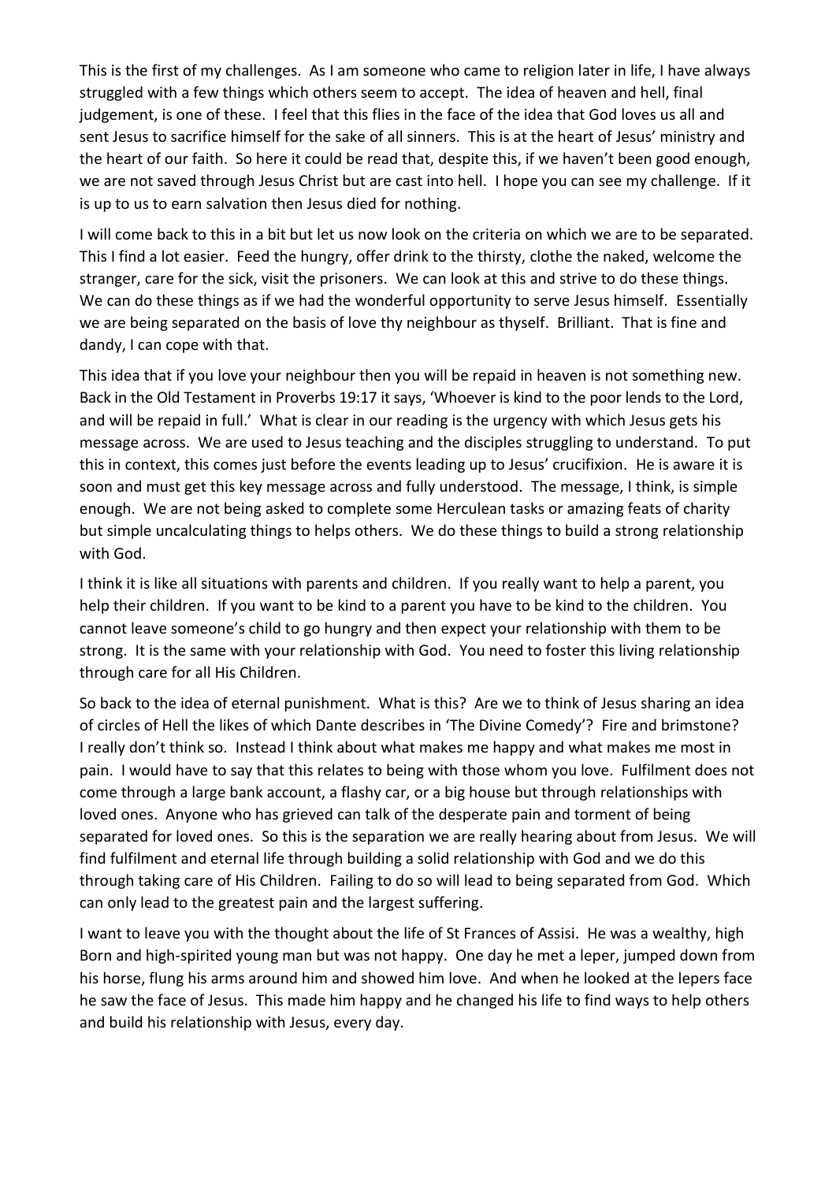This is the first of my challenges. As I am someone who came to religion later in life, I have always struggled with a few things which others seem to accept. The idea of heaven and hell, final judgement, is one of these. I feel that this flies in the face of the idea that God loves us all and sent Jesus to sacrifice himself for the sake of all sinners. This is at the heart of Jesus' ministry and the heart of our faith. So here it could be read that, despite this, if we haven't been good enough, we are not saved through Jesus Christ but are cast into hell. I hope you can see my challenge. If it is up to us to earn salvation then Jesus died for nothing.

I will come back to this in a bit but let us now look on the criteria on which we are to be separated. This I find a lot easier. Feed the hungry, offer drink to the thirsty, clothe the naked, welcome the stranger, care for the sick, visit the prisoners. We can look at this and strive to do these things. We can do these things as if we had the wonderful opportunity to serve Jesus himself. Essentially we are being separated on the basis of love thy neighbour as thyself. Brilliant. That is fine and dandy, I can cope with that.

This idea that if you love your neighbour then you will be repaid in heaven is not something new. Back in the Old Testament in Proverbs 19:17 it says, 'Whoever is kind to the poor lends to the Lord, and will be repaid in full.' What is clear in our reading is the urgency with which Jesus gets his message across. We are used to Jesus teaching and the disciples struggling to understand. To put this in context, this comes just before the events leading up to Jesus' crucifixion. He is aware it is soon and must get this key message across and fully understood. The message, I think, is simple enough. We are not being asked to complete some Herculean tasks or amazing feats of charity but simple uncalculating things to helps others. We do these things to build a strong relationship with God.

I think it is like all situations with parents and children. If you really want to help a parent, you help their children. If you want to be kind to a parent you have to be kind to the children. You cannot leave someone's child to go hungry and then expect your relationship with them to be strong. It is the same with your relationship with God. You need to foster this living relationship through care for all His Children.

So back to the idea of eternal punishment. What is this? Are we to think of Jesus sharing an idea of circles of Hell the likes of which Dante describes in 'The Divine Comedy'? Fire and brimstone? I really don't think so. Instead I think about what makes me happy and what makes me most in pain. I would have to say that this relates to being with those whom you love. Fulfilment does not come through a large bank account, a flashy car, or a big house but through relationships with loved ones. Anyone who has grieved can talk of the desperate pain and torment of being separated for loved ones. So this is the separation we are really hearing about from Jesus. We will find fulfilment and eternal life through building a solid relationship with God and we do this through taking care of His Children. Failing to do so will lead to being separated from God. Which can only lead to the greatest pain and the largest suffering.

I want to leave you with the thought about the life of St Frances of Assisi. He was a wealthy, high Born and high-spirited young man but was not happy. One day he met a leper, jumped down from his horse, flung his arms around him and showed him love. And when he looked at the lepers face he saw the face of Jesus. This made him happy and he changed his life to find ways to help others and build his relationship with Jesus, every day.